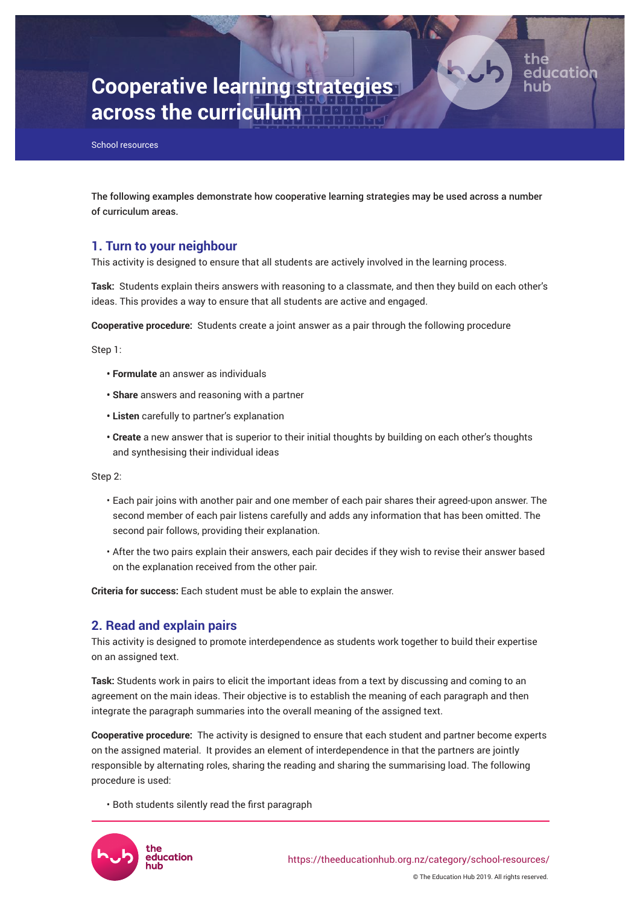# Cooperative learning strategies across the curriculum

School resources

The following examples demonstrate how cooperative learning strategies may be used across a number of curriculum areas.

## 1. Turn to your neighbour

This activity is designed to ensure that all students are actively involved in the learning process.

**Task:** Students explain theirs answers with reasoning to a classmate, and then they build on each other's ideas. This provides a way to ensure that all students are active and engaged.

**Cooperative procedure:** Students create a joint answer as a pair through the following procedure

Step 1:

- **Formulate** an answer as individuals
- **Share** answers and reasoning with a partner
- **Listen** carefully to partner's explanation
- **Create** a new answer that is superior to their initial thoughts by building on each other's thoughts and synthesising their individual ideas

Step 2:

- Each pair joins with another pair and one member of each pair shares their agreed-upon answer. The second member of each pair listens carefully and adds any information that has been omitted. The second pair follows, providing their explanation.
- After the two pairs explain their answers, each pair decides if they wish to revise their answer based on the explanation received from the other pair.

**Criteria for success:** Each student must be able to explain the answer.

## 2. Read and explain pairs

This activity is designed to promote interdependence as students work together to build their expertise on an assigned text.

**Task:** Students work in pairs to elicit the important ideas from a text by discussing and coming to an agreement on the main ideas. Their objective is to establish the meaning of each paragraph and then integrate the paragraph summaries into the overall meaning of the assigned text.

**Cooperative procedure:** The activity is designed to ensure that each student and partner become experts on the assigned material. It provides an element of interdependence in that the partners are jointly responsible by alternating roles, sharing the reading and sharing the summarising load. The following procedure is used:

- Both students silently read the first paragraph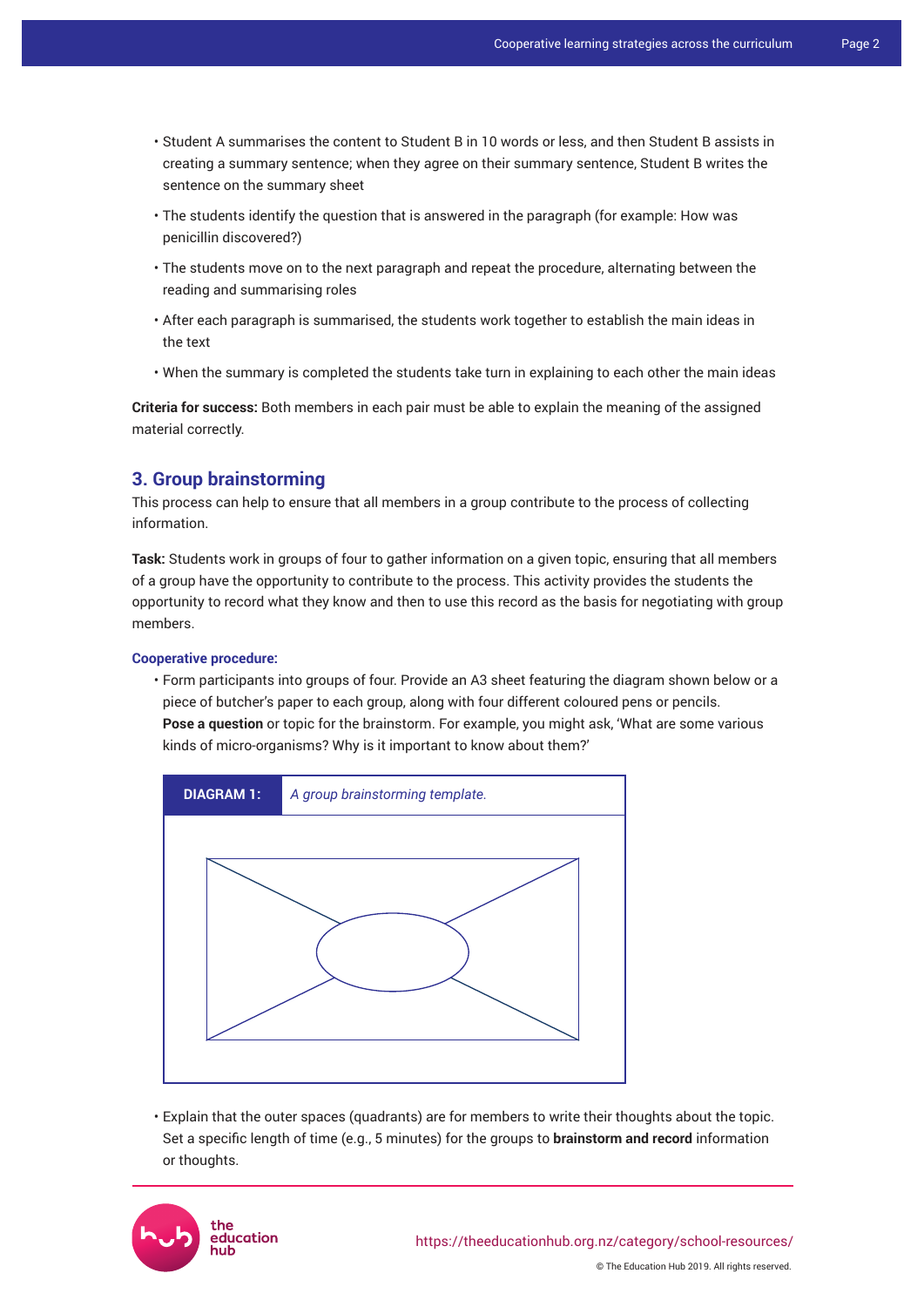- Student A summarises the content to Student B in 10 words or less, and then Student B assists in creating a summary sentence; when they agree on their summary sentence, Student B writes the sentence on the summary sheet
- The students identify the question that is answered in the paragraph (for example: How was penicillin discovered?)
- The students move on to the next paragraph and repeat the procedure, alternating between the reading and summarising roles
- After each paragraph is summarised, the students work together to establish the main ideas in the text
- When the summary is completed the students take turn in explaining to each other the main ideas

**Criteria for success:** Both members in each pair must be able to explain the meaning of the assigned material correctly.

## 3. Group brainstorming

This process can help to ensure that all members in a group contribute to the process of collecting information.

**Task:** Students work in groups of four to gather information on a given topic, ensuring that all members of a group have the opportunity to contribute to the process. This activity provides the students the opportunity to record what they know and then to use this record as the basis for negotiating with group members.

### Cooperative procedure:

- Form participants into groups of four. Provide an A3 sheet featuring the diagram shown below or a piece of butcher's paper to each group, along with four different coloured pens or pencils. **Pose a question** or topic for the brainstorm. For example, you might ask, 'What are some various kinds of micro-organisms? Why is it important to know about them?'

**DIAGRAM 1:** *A group brainstorming template.*

- Explain that the outer spaces (quadrants) are for members to write their thoughts about the topic. Set a specific length of time (e.g., 5 minutes) for the groups to **brainstorm and record** information or thoughts.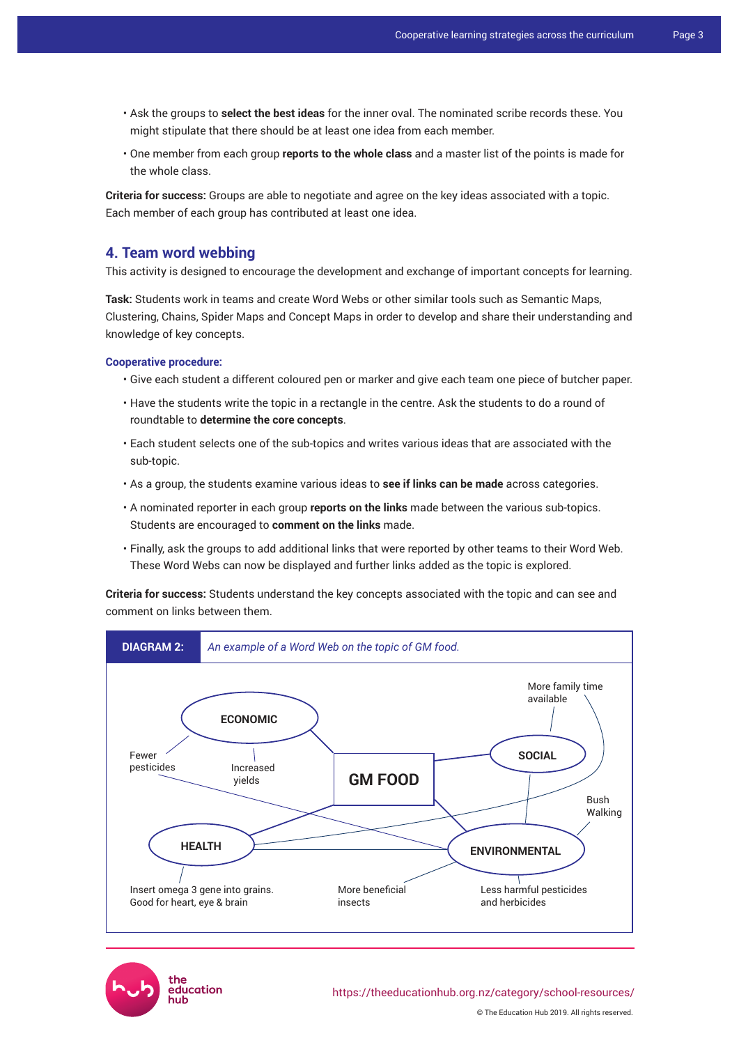- Ask the groups to **select the best ideas** for the inner oval. The nominated scribe records these. You might stipulate that there should be at least one idea from each member.
- One member from each group **reports to the whole class** and a master list of the points is made for the whole class.

**Criteria for success:** Groups are able to negotiate and agree on the key ideas associated with a topic. Each member of each group has contributed at least one idea.

## 4. Team word webbing

This activity is designed to encourage the development and exchange of important concepts for learning.

**Task:** Students work in teams and create Word Webs or other similar tools such as Semantic Maps, Clustering, Chains, Spider Maps and Concept Maps in order to develop and share their understanding and knowledge of key concepts.

### Cooperative procedure:

- Give each student a different coloured pen or marker and give each team one piece of butcher paper.
- Have the students write the topic in a rectangle in the centre. Ask the students to do a round of roundtable to **determine the core concepts**.
- Each student selects one of the sub-topics and writes various ideas that are associated with the sub-topic.
- As a group, the students examine various ideas to **see if links can be made** across categories.
- A nominated reporter in each group **reports on the links** made between the various sub-topics. Students are encouraged to **comment on the links** made.
- Finally, ask the groups to add additional links that were reported by other teams to their Word Web. These Word Webs can now be displayed and further links added as the topic is explored.

**Criteria for success:** Students understand the key concepts associated with the topic and can see and comment on links between them.

**DIAGRAM 2:** *An example of a Word Web on the topic of GM food.*

GM FOOD

ECONOMIC: Fewer pesticides; Increased yields

SOCIAL: More family time available

HEALTH: Insert omega 3 gene into grains. Good for heart, eye & brain

ENVIRONMENTAL: Bush Walking; More beneficial insects; Less harmful pesticides and herbicides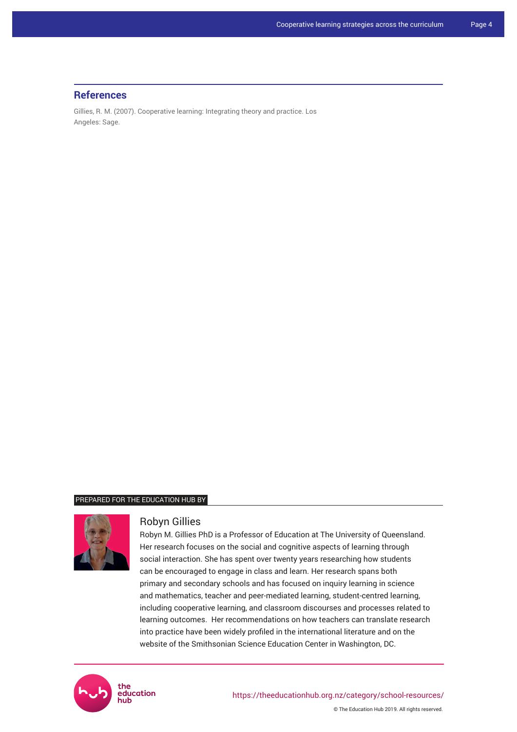## References

Gillies, R. M. (2007). Cooperative learning: Integrating theory and practice. Los Angeles: Sage.

PREPARED FOR THE EDUCATION HUB BY

### Robyn Gillies

Robyn M. Gillies PhD is a Professor of Education at The University of Queensland. Her research focuses on the social and cognitive aspects of learning through social interaction. She has spent over twenty years researching how students can be encouraged to engage in class and learn. Her research spans both primary and secondary schools and has focused on inquiry learning in science and mathematics, teacher and peer-mediated learning, student-centred learning, including cooperative learning, and classroom discourses and processes related to learning outcomes. Her recommendations on how teachers can translate research into practice have been widely profiled in the international literature and on the website of the Smithsonian Science Education Center in Washington, DC.

https://theeducationhub.org.nz/category/school-resources/

© The Education Hub 2019. All rights reserved.